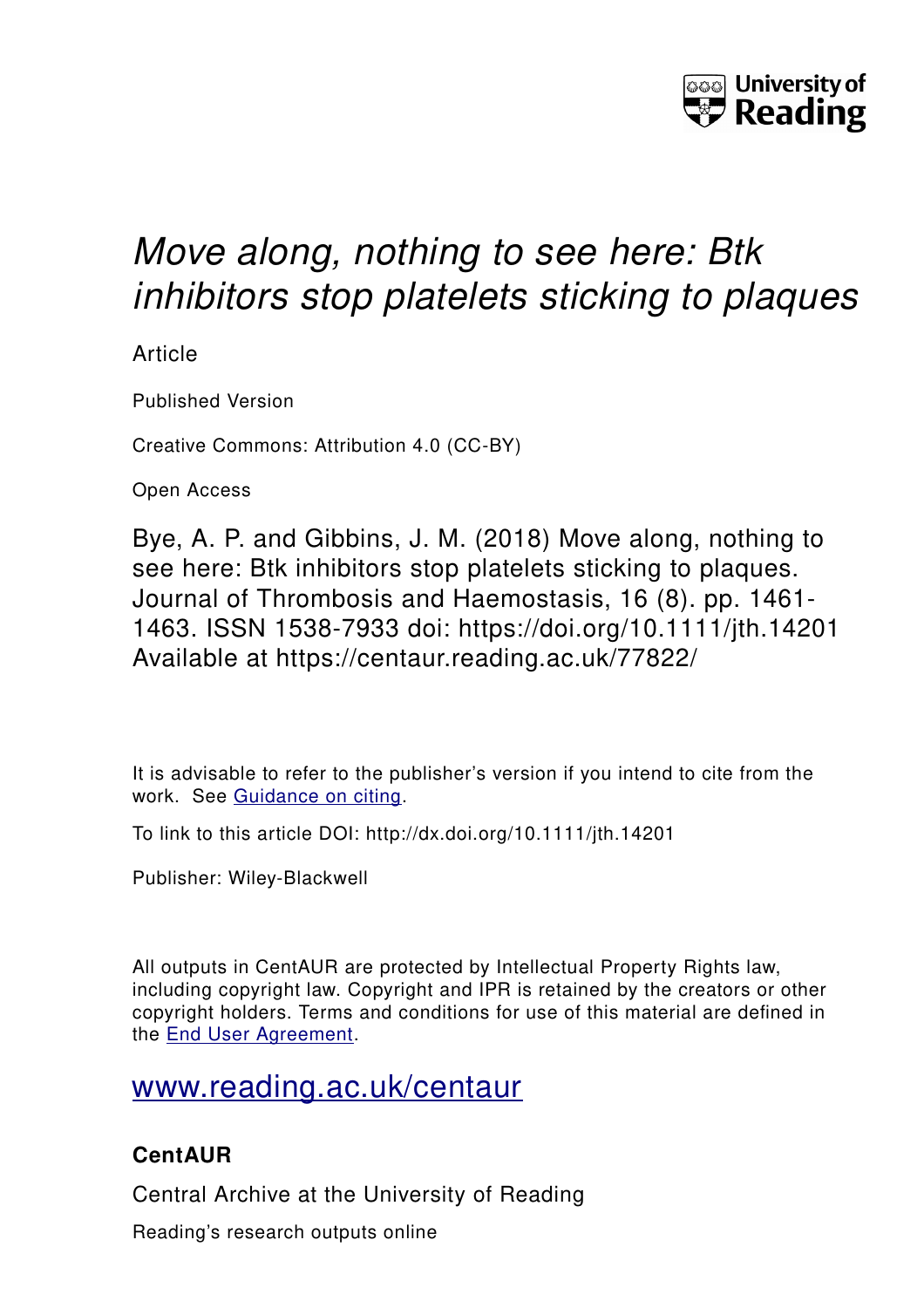University of Reading

# *Move along, nothing to see here: Btk inhibitors stop platelets sticking to plaques*

Article

Published Version

Creative Commons: Attribution 4.0 (CC-BY)

Open Access

Bye, A. P. and Gibbins, J. M. (2018) Move along, nothing to see here: Btk inhibitors stop platelets sticking to plaques. Journal of Thrombosis and Haemostasis, 16 (8). pp. 1461-1463. ISSN 1538-7933 doi: https://doi.org/10.1111/jth.14201 Available at https://centaur.reading.ac.uk/77822/

It is advisable to refer to the publisher's version if you intend to cite from the work. See Guidance on citing.

To link to this article DOI: http://dx.doi.org/10.1111/jth.14201

Publisher: Wiley-Blackwell

All outputs in CentAUR are protected by Intellectual Property Rights law, including copyright law. Copyright and IPR is retained by the creators or other copyright holders. Terms and conditions for use of this material are defined in the End User Agreement.

www.reading.ac.uk/centaur

## CentAUR

Central Archive at the University of Reading

Reading's research outputs online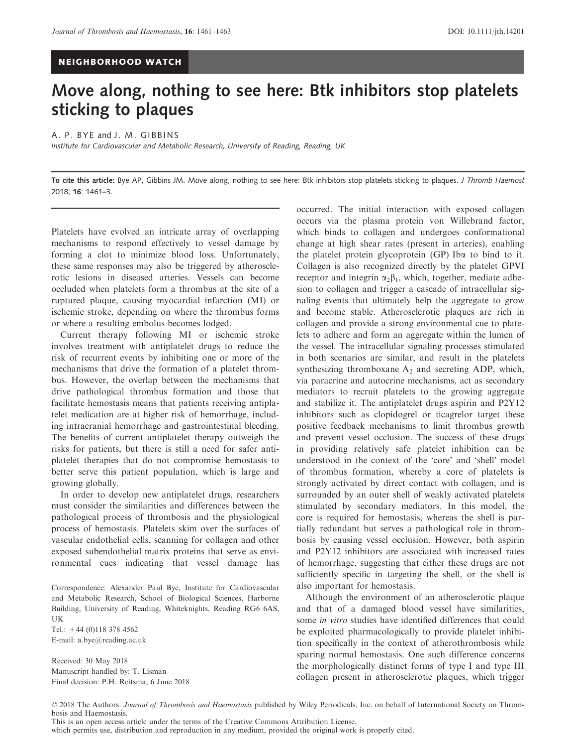NEIGHBORHOOD WATCH

# Move along, nothing to see here: Btk inhibitors stop platelets sticking to plaques

A. P. BYE and J. M. GIBBINS

*Institute for Cardiovascular and Metabolic Research, University of Reading, Reading, UK*

**To cite this article:** Bye AP, Gibbins JM. Move along, nothing to see here: Btk inhibitors stop platelets sticking to plaques. *J Thromb Haemost* 2018; **16**: 1461–3.

---

Platelets have evolved an intricate array of overlapping mechanisms to respond effectively to vessel damage by forming a clot to minimize blood loss. Unfortunately, these same responses may also be triggered by atherosclerotic lesions in diseased arteries. Vessels can become occluded when platelets form a thrombus at the site of a ruptured plaque, causing myocardial infarction (MI) or ischemic stroke, depending on where the thrombus forms or where a resulting embolus becomes lodged.

Current therapy following MI or ischemic stroke involves treatment with antiplatelet drugs to reduce the risk of recurrent events by inhibiting one or more of the mechanisms that drive the formation of a platelet thrombus. However, the overlap between the mechanisms that drive pathological thrombus formation and those that facilitate hemostasis means that patients receiving antiplatelet medication are at higher risk of hemorrhage, including intracranial hemorrhage and gastrointestinal bleeding. The benefits of current antiplatelet therapy outweigh the risks for patients, but there is still a need for safer antiplatelet therapies that do not compromise hemostasis to better serve this patient population, which is large and growing globally.

In order to develop new antiplatelet drugs, researchers must consider the similarities and differences between the pathological process of thrombosis and the physiological process of hemostasis. Platelets skim over the surfaces of vascular endothelial cells, scanning for collagen and other exposed subendothelial matrix proteins that serve as environmental cues indicating that vessel damage has occurred. The initial interaction with exposed collagen occurs via the plasma protein von Willebrand factor, which binds to collagen and undergoes conformational change at high shear rates (present in arteries), enabling the platelet protein glycoprotein (GP) Ib$\alpha$ to bind to it. Collagen is also recognized directly by the platelet GPVI receptor and integrin $\alpha_2\beta_1$, which, together, mediate adhesion to collagen and trigger a cascade of intracellular signaling events that ultimately help the aggregate to grow and become stable. Atherosclerotic plaques are rich in collagen and provide a strong environmental cue to platelets to adhere and form an aggregate within the lumen of the vessel. The intracellular signaling processes stimulated in both scenarios are similar, and result in the platelets synthesizing thromboxane $A_2$ and secreting ADP, which, via paracrine and autocrine mechanisms, act as secondary mediators to recruit platelets to the growing aggregate and stabilize it. The antiplatelet drugs aspirin and P2Y12 inhibitors such as clopidogrel or ticagrelor target these positive feedback mechanisms to limit thrombus growth and prevent vessel occlusion. The success of these drugs in providing relatively safe platelet inhibition can be understood in the context of the 'core' and 'shell' model of thrombus formation, whereby a core of platelets is strongly activated by direct contact with collagen, and is surrounded by an outer shell of weakly activated platelets stimulated by secondary mediators. In this model, the core is required for hemostasis, whereas the shell is partially redundant but serves a pathological role in thrombosis by causing vessel occlusion. However, both aspirin and P2Y12 inhibitors are associated with increased rates of hemorrhage, suggesting that either these drugs are not sufficiently specific in targeting the shell, or the shell is also important for hemostasis.

Although the environment of an atherosclerotic plaque and that of a damaged blood vessel have similarities, some *in vitro* studies have identified differences that could be exploited pharmacologically to provide platelet inhibition specifically in the context of atherothrombosis while sparing normal hemostasis. One such difference concerns the morphologically distinct forms of type I and type III collagen present in atherosclerotic plaques, which trigger

Correspondence: Alexander Paul Bye, Institute for Cardiovascular and Metabolic Research, School of Biological Sciences, Harborne Building, University of Reading, Whiteknights, Reading RG6 6AS, UK
Tel.: +44 (0)118 378 4562
E-mail: a.bye@reading.ac.uk

Received: 30 May 2018
Manuscript handled by: T. Lisman
Final decision: P.H. Reitsma, 6 June 2018

© 2018 The Authors. *Journal of Thrombosis and Haemostasis* published by Wiley Periodicals, Inc. on behalf of International Society on Thrombosis and Haemostasis.
This is an open access article under the terms of the Creative Commons Attribution License, which permits use, distribution and reproduction in any medium, provided the original work is properly cited.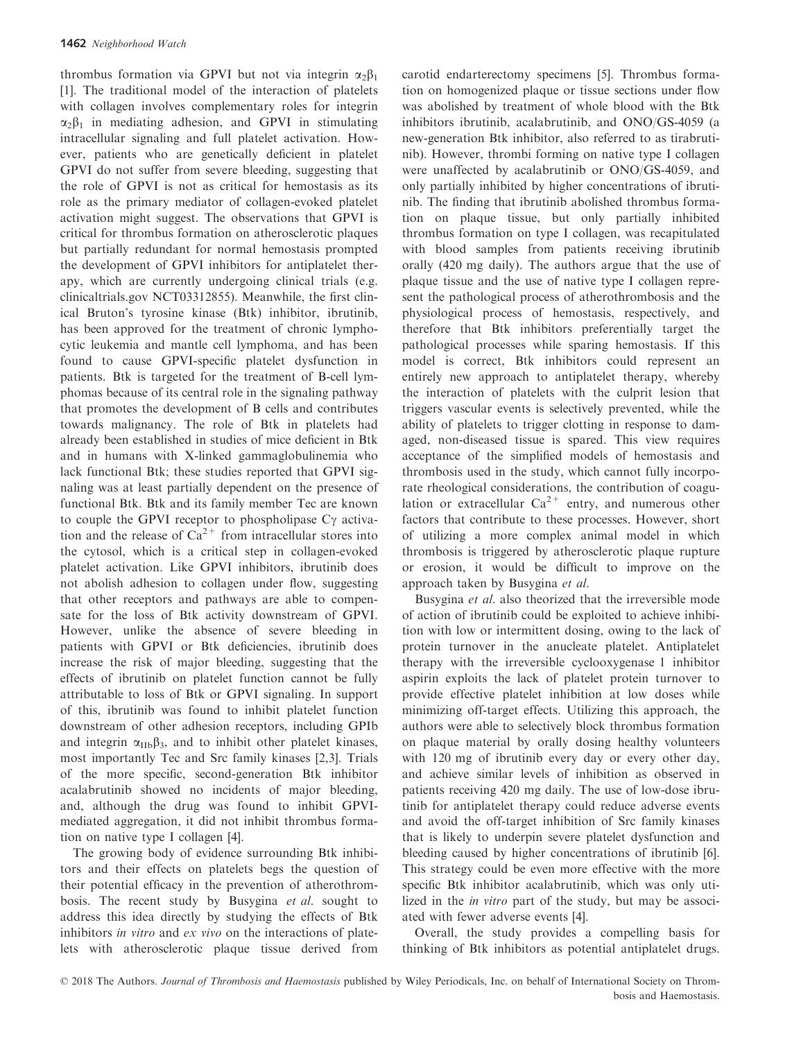thrombus formation via GPVI but not via integrin $\alpha_2\beta_1$ [1]. The traditional model of the interaction of platelets with collagen involves complementary roles for integrin $\alpha_2\beta_1$ in mediating adhesion, and GPVI in stimulating intracellular signaling and full platelet activation. However, patients who are genetically deficient in platelet GPVI do not suffer from severe bleeding, suggesting that the role of GPVI is not as critical for hemostasis as its role as the primary mediator of collagen-evoked platelet activation might suggest. The observations that GPVI is critical for thrombus formation on atherosclerotic plaques but partially redundant for normal hemostasis prompted the development of GPVI inhibitors for antiplatelet therapy, which are currently undergoing clinical trials (e.g. clinicaltrials.gov NCT03312855). Meanwhile, the first clinical Bruton's tyrosine kinase (Btk) inhibitor, ibrutinib, has been approved for the treatment of chronic lymphocytic leukemia and mantle cell lymphoma, and has been found to cause GPVI-specific platelet dysfunction in patients. Btk is targeted for the treatment of B-cell lymphomas because of its central role in the signaling pathway that promotes the development of B cells and contributes towards malignancy. The role of Btk in platelets had already been established in studies of mice deficient in Btk and in humans with X-linked gammaglobulinemia who lack functional Btk; these studies reported that GPVI signaling was at least partially dependent on the presence of functional Btk. Btk and its family member Tec are known to couple the GPVI receptor to phospholipase C$\gamma$ activation and the release of $Ca^{2+}$ from intracellular stores into the cytosol, which is a critical step in collagen-evoked platelet activation. Like GPVI inhibitors, ibrutinib does not abolish adhesion to collagen under flow, suggesting that other receptors and pathways are able to compensate for the loss of Btk activity downstream of GPVI. However, unlike the absence of severe bleeding in patients with GPVI or Btk deficiencies, ibrutinib does increase the risk of major bleeding, suggesting that the effects of ibrutinib on platelet function cannot be fully attributable to loss of Btk or GPVI signaling. In support of this, ibrutinib was found to inhibit platelet function downstream of other adhesion receptors, including GPIb and integrin $\alpha_{IIb}\beta_3$, and to inhibit other platelet kinases, most importantly Tec and Src family kinases [2,3]. Trials of the more specific, second-generation Btk inhibitor acalabrutinib showed no incidents of major bleeding, and, although the drug was found to inhibit GPVI-mediated aggregation, it did not inhibit thrombus formation on native type I collagen [4].

The growing body of evidence surrounding Btk inhibitors and their effects on platelets begs the question of their potential efficacy in the prevention of atherothrombosis. The recent study by Busygina *et al.* sought to address this idea directly by studying the effects of Btk inhibitors *in vitro* and *ex vivo* on the interactions of platelets with atherosclerotic plaque tissue derived from carotid endarterectomy specimens [5]. Thrombus formation on homogenized plaque or tissue sections under flow was abolished by treatment of whole blood with the Btk inhibitors ibrutinib, acalabrutinib, and ONO/GS-4059 (a new-generation Btk inhibitor, also referred to as tirabrutinib). However, thrombi forming on native type I collagen were unaffected by acalabrutinib or ONO/GS-4059, and only partially inhibited by higher concentrations of ibrutinib. The finding that ibrutinib abolished thrombus formation on plaque tissue, but only partially inhibited thrombus formation on type I collagen, was recapitulated with blood samples from patients receiving ibrutinib orally (420 mg daily). The authors argue that the use of plaque tissue and the use of native type I collagen represent the pathological process of atherothrombosis and the physiological process of hemostasis, respectively, and therefore that Btk inhibitors preferentially target the pathological processes while sparing hemostasis. If this model is correct, Btk inhibitors could represent an entirely new approach to antiplatelet therapy, whereby the interaction of platelets with the culprit lesion that triggers vascular events is selectively prevented, while the ability of platelets to trigger clotting in response to damaged, non-diseased tissue is spared. This view requires acceptance of the simplified models of hemostasis and thrombosis used in the study, which cannot fully incorporate rheological considerations, the contribution of coagulation or extracellular $Ca^{2+}$ entry, and numerous other factors that contribute to these processes. However, short of utilizing a more complex animal model in which thrombosis is triggered by atherosclerotic plaque rupture or erosion, it would be difficult to improve on the approach taken by Busygina *et al.*

Busygina *et al.* also theorized that the irreversible mode of action of ibrutinib could be exploited to achieve inhibition with low or intermittent dosing, owing to the lack of protein turnover in the anucleate platelet. Antiplatelet therapy with the irreversible cyclooxygenase 1 inhibitor aspirin exploits the lack of platelet protein turnover to provide effective platelet inhibition at low doses while minimizing off-target effects. Utilizing this approach, the authors were able to selectively block thrombus formation on plaque material by orally dosing healthy volunteers with 120 mg of ibrutinib every day or every other day, and achieve similar levels of inhibition as observed in patients receiving 420 mg daily. The use of low-dose ibrutinib for antiplatelet therapy could reduce adverse events and avoid the off-target inhibition of Src family kinases that is likely to underpin severe platelet dysfunction and bleeding caused by higher concentrations of ibrutinib [6]. This strategy could be even more effective with the more specific Btk inhibitor acalabrutinib, which was only utilized in the *in vitro* part of the study, but may be associated with fewer adverse events [4].

Overall, the study provides a compelling basis for thinking of Btk inhibitors as potential antiplatelet drugs.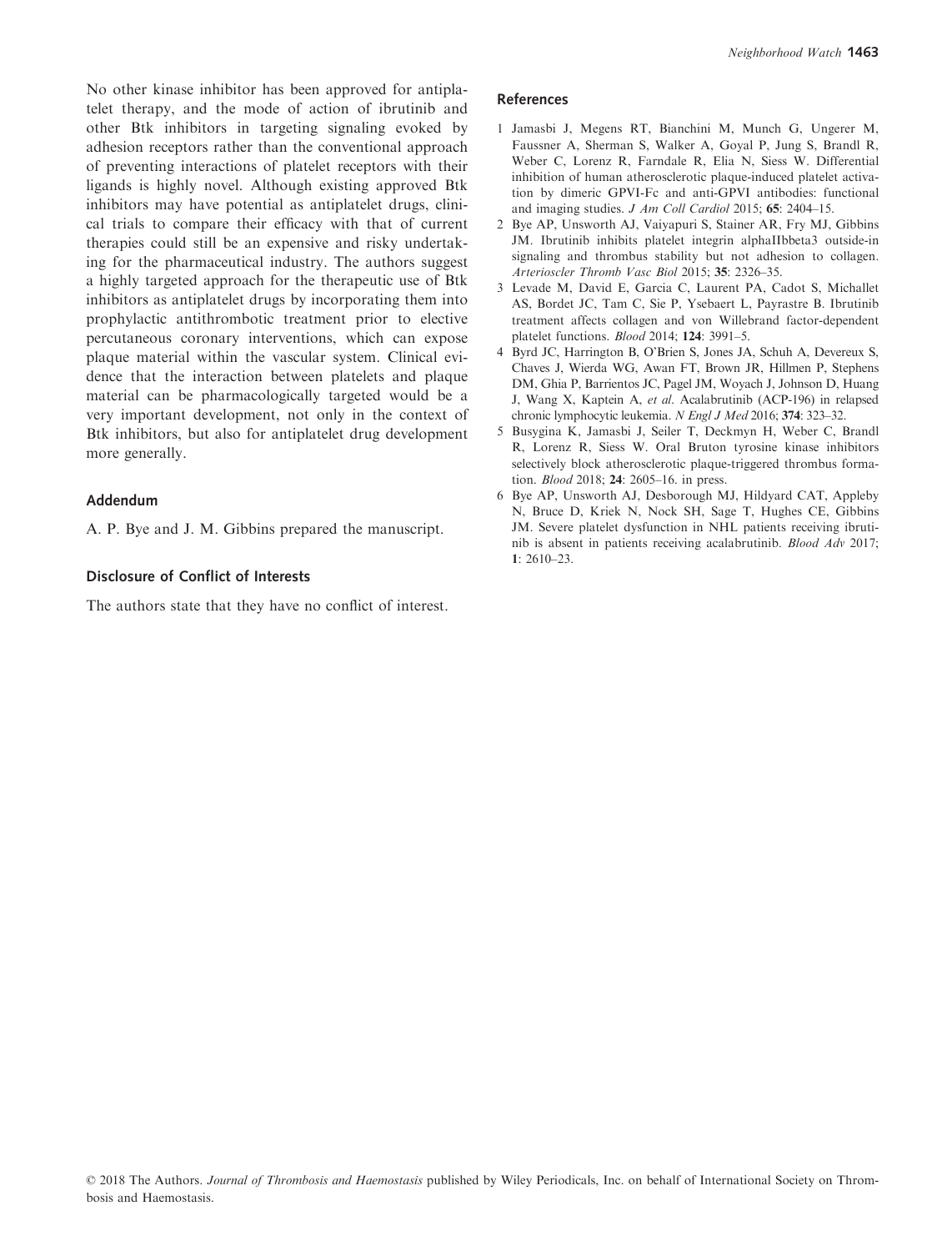No other kinase inhibitor has been approved for antiplatelet therapy, and the mode of action of ibrutinib and other Btk inhibitors in targeting signaling evoked by adhesion receptors rather than the conventional approach of preventing interactions of platelet receptors with their ligands is highly novel. Although existing approved Btk inhibitors may have potential as antiplatelet drugs, clinical trials to compare their efficacy with that of current therapies could still be an expensive and risky undertaking for the pharmaceutical industry. The authors suggest a highly targeted approach for the therapeutic use of Btk inhibitors as antiplatelet drugs by incorporating them into prophylactic antithrombotic treatment prior to elective percutaneous coronary interventions, which can expose plaque material within the vascular system. Clinical evidence that the interaction between platelets and plaque material can be pharmacologically targeted would be a very important development, not only in the context of Btk inhibitors, but also for antiplatelet drug development more generally.

## Addendum

A. P. Bye and J. M. Gibbins prepared the manuscript.

## Disclosure of Conflict of Interests

The authors state that they have no conflict of interest.

## References

1 Jamasbi J, Megens RT, Bianchini M, Munch G, Ungerer M, Faussner A, Sherman S, Walker A, Goyal P, Jung S, Brandl R, Weber C, Lorenz R, Farndale R, Elia N, Siess W. Differential inhibition of human atherosclerotic plaque-induced platelet activation by dimeric GPVI-Fc and anti-GPVI antibodies: functional and imaging studies. *J Am Coll Cardiol* 2015; **65**: 2404–15.

2 Bye AP, Unsworth AJ, Vaiyapuri S, Stainer AR, Fry MJ, Gibbins JM. Ibrutinib inhibits platelet integrin alphaIIbbeta3 outside-in signaling and thrombus stability but not adhesion to collagen. *Arterioscler Thromb Vasc Biol* 2015; **35**: 2326–35.

3 Levade M, David E, Garcia C, Laurent PA, Cadot S, Michallet AS, Bordet JC, Tam C, Sie P, Ysebaert L, Payrastre B. Ibrutinib treatment affects collagen and von Willebrand factor-dependent platelet functions. *Blood* 2014; **124**: 3991–5.

4 Byrd JC, Harrington B, O'Brien S, Jones JA, Schuh A, Devereux S, Chaves J, Wierda WG, Awan FT, Brown JR, Hillmen P, Stephens DM, Ghia P, Barrientos JC, Pagel JM, Woyach J, Johnson D, Huang J, Wang X, Kaptein A, *et al*. Acalabrutinib (ACP-196) in relapsed chronic lymphocytic leukemia. *N Engl J Med* 2016; **374**: 323–32.

5 Busygina K, Jamasbi J, Seiler T, Deckmyn H, Weber C, Brandl R, Lorenz R, Siess W. Oral Bruton tyrosine kinase inhibitors selectively block atherosclerotic plaque-triggered thrombus formation. *Blood* 2018; **24**: 2605–16. in press.

6 Bye AP, Unsworth AJ, Desborough MJ, Hildyard CAT, Appleby N, Bruce D, Kriek N, Nock SH, Sage T, Hughes CE, Gibbins JM. Severe platelet dysfunction in NHL patients receiving ibrutinib is absent in patients receiving acalabrutinib. *Blood Adv* 2017; **1**: 2610–23.